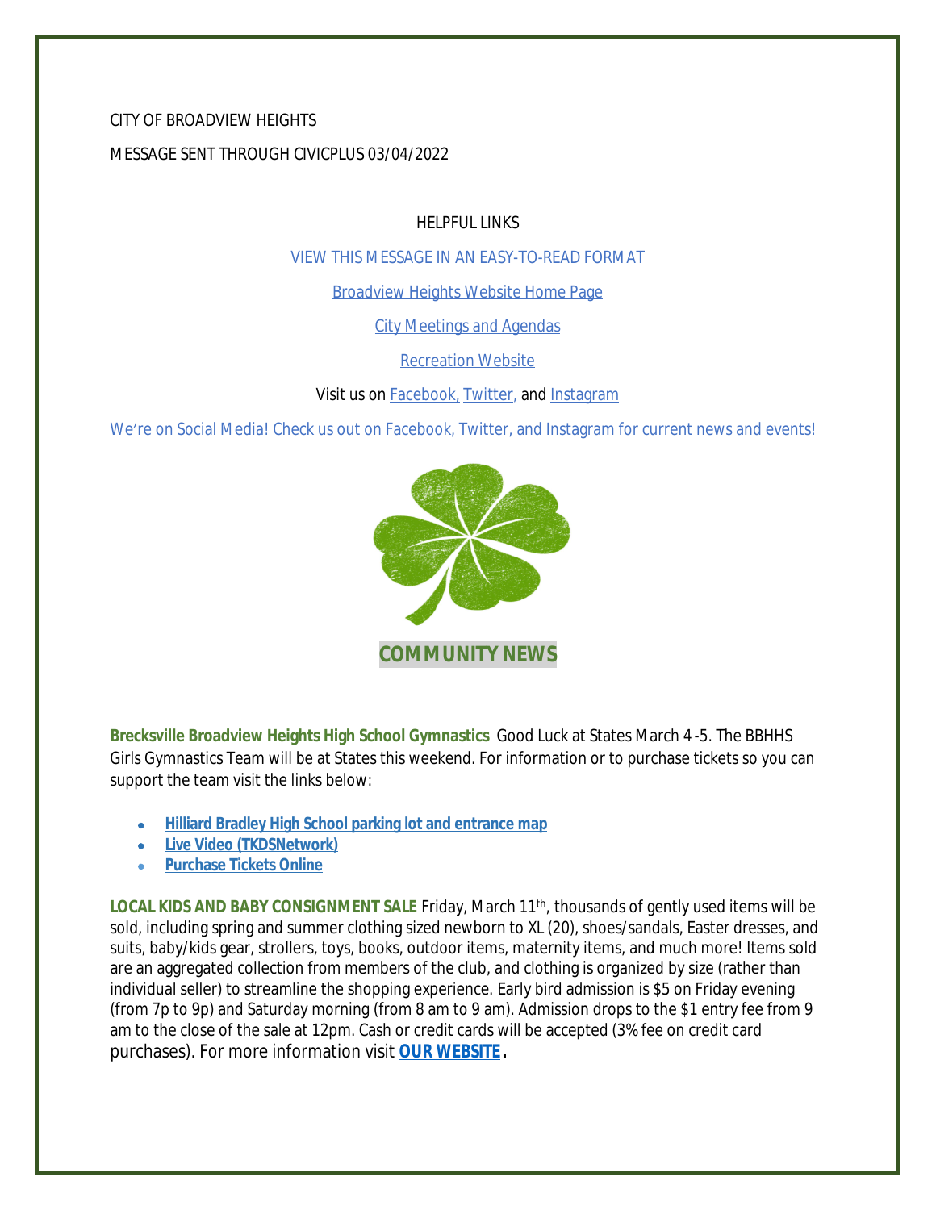CITY OF BROADVIEW HEIGHTS

MESSAGE SENT THROUGH CIVICPLUS 03/04/2022

HELPFUL LINKS

[VIEW THIS MESSAGE IN AN EASY-TO-READ FORMAT]

[Broadview Heights Website Home Page]

[City Meetings and Agendas]

[Recreation Website]

Visit us on [Facebook,] [Twitter,] and [Instagram]

We're on Social Media! Check us out on Facebook, Twitter, and Instagram for current news and events!

## COMMUNITY NEWS

**Brecksville Broadview Heights High School Gymnastics** Good Luck at States March 4-5. The BBHHS Girls Gymnastics Team will be at States this weekend. For information or to purchase tickets so you can support the team visit the links below:

- **Hilliard Bradley High School parking lot and entrance map**
- **Live Video (TKDSNetwork)**
- **Purchase Tickets Online**

**LOCAL KIDS AND BABY CONSIGNMENT SALE** Friday, March 11th, thousands of gently used items will be sold, including spring and summer clothing sized newborn to XL (20), shoes/sandals, Easter dresses, and suits, baby/kids gear, strollers, toys, books, outdoor items, maternity items, and much more! Items sold are an aggregated collection from members of the club, and clothing is organized by size (rather than individual seller) to streamline the shopping experience. Early bird admission is $5 on Friday evening (from 7p to 9p) and Saturday morning (from 8 am to 9 am). Admission drops to the $1 entry fee from 9 am to the close of the sale at 12pm. Cash or credit cards will be accepted (3% fee on credit card purchases). For more information visit **OUR WEBSITE**.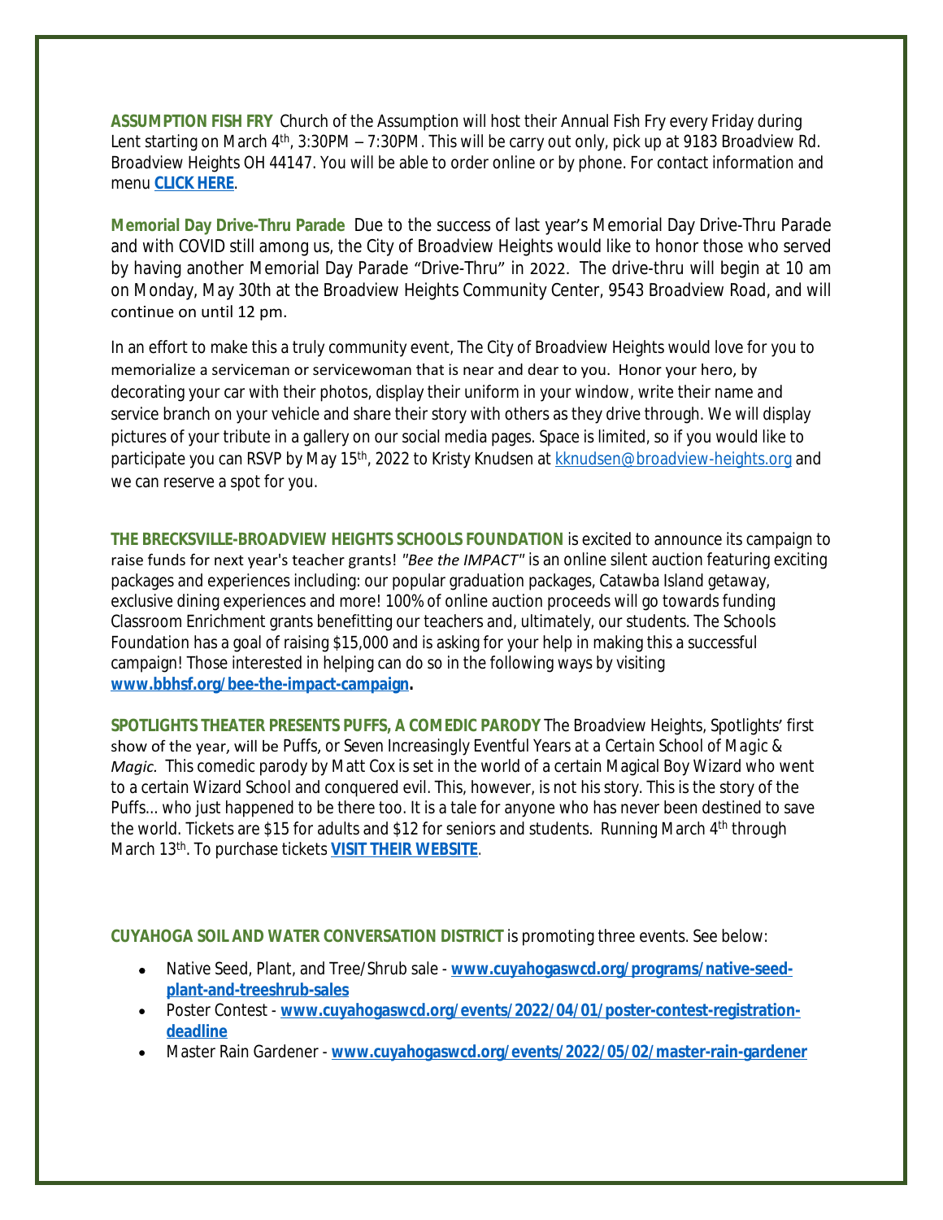**ASSUMPTION FISH FRY** Church of the Assumption will host their Annual Fish Fry every Friday during Lent starting on March 4th, 3:30PM – 7:30PM. This will be carry out only, pick up at 9183 Broadview Rd. Broadview Heights OH 44147. You will be able to order online or by phone. For contact information and menu **CLICK HERE**.

**Memorial Day Drive-Thru Parade** Due to the success of last year's Memorial Day Drive-Thru Parade and with COVID still among us, the City of Broadview Heights would like to honor those who served by having another Memorial Day Parade "Drive-Thru" in 2022. The drive-thru will begin at 10 am on Monday, May 30th at the Broadview Heights Community Center, 9543 Broadview Road, and will continue on until 12 pm.

In an effort to make this a truly community event, The City of Broadview Heights would love for you to memorialize a serviceman or servicewoman that is near and dear to you. Honor your hero, by decorating your car with their photos, display their uniform in your window, write their name and service branch on your vehicle and share their story with others as they drive through. We will display pictures of your tribute in a gallery on our social media pages. Space is limited, so if you would like to participate you can RSVP by May 15th, 2022 to Kristy Knudsen at kknudsen@broadview-heights.org and we can reserve a spot for you.

**THE BRECKSVILLE-BROADVIEW HEIGHTS SCHOOLS FOUNDATION** is excited to announce its campaign to raise funds for next year's teacher grants! *"Bee the IMPACT"* is an online silent auction featuring exciting packages and experiences including: our popular graduation packages, Catawba Island getaway, exclusive dining experiences and more! 100% of online auction proceeds will go towards funding Classroom Enrichment grants benefitting our teachers and, ultimately, our students. The Schools Foundation has a goal of raising $15,000 and is asking for your help in making this a successful campaign! Those interested in helping can do so in the following ways by visiting **www.bbhsf.org/bee-the-impact-campaign.**

**SPOTLIGHTS THEATER PRESENTS PUFFS, A COMEDIC PARODY** The Broadview Heights, Spotlights' first show of the year, will be Puffs, or Seven Increasingly Eventful Years at a Certain School of Magic & *Magic.* This comedic parody by Matt Cox is set in the world of a certain Magical Boy Wizard who went to a certain Wizard School and conquered evil. This, however, is not his story. This is the story of the Puffs... who just happened to be there too. It is a tale for anyone who has never been destined to save the world. Tickets are $15 for adults and $12 for seniors and students. Running March 4th through March 13th. To purchase tickets **VISIT THEIR WEBSITE**.

**CUYAHOGA SOIL AND WATER CONVERSATION DISTRICT** is promoting three events. See below:

- Native Seed, Plant, and Tree/Shrub sale - **www.cuyahogaswcd.org/programs/native-seed-plant-and-treeshrub-sales**
- Poster Contest - **www.cuyahogaswcd.org/events/2022/04/01/poster-contest-registration-deadline**
- Master Rain Gardener - **www.cuyahogaswcd.org/events/2022/05/02/master-rain-gardener**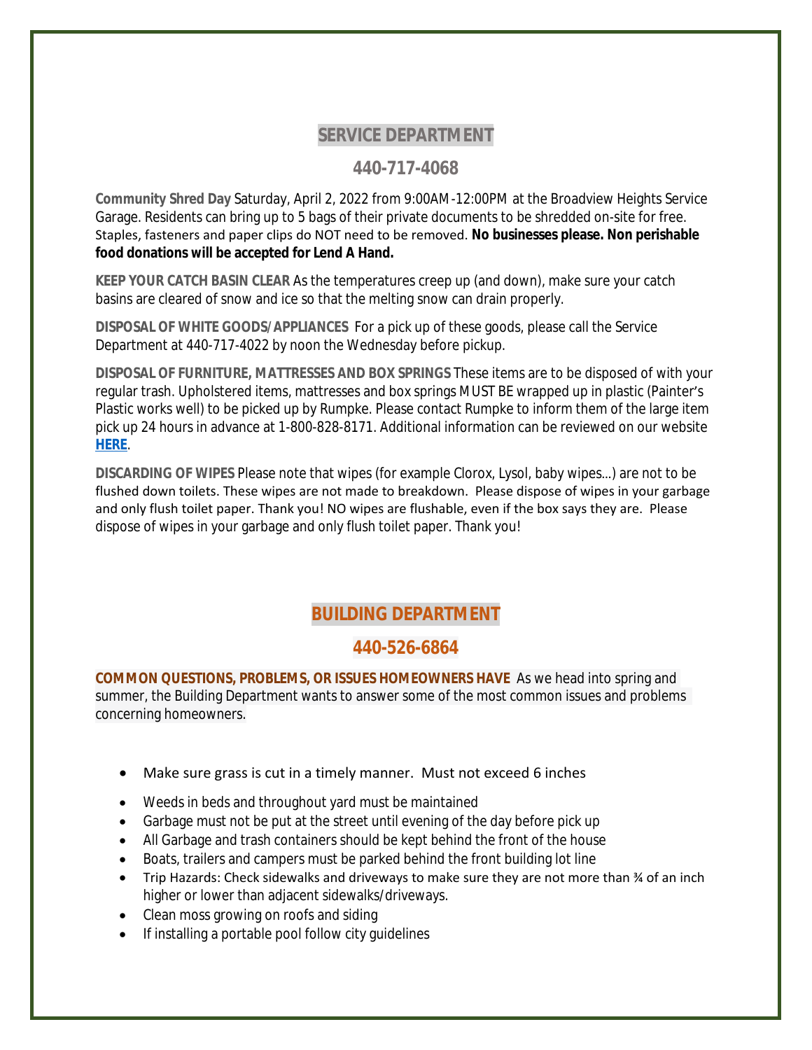## SERVICE DEPARTMENT

## 440-717-4068

**Community Shred Day** Saturday, April 2, 2022 from 9:00AM-12:00PM at the Broadview Heights Service Garage. Residents can bring up to 5 bags of their private documents to be shredded on-site for free. Staples, fasteners and paper clips do NOT need to be removed. **No businesses please. Non perishable food donations will be accepted for Lend A Hand.**

**KEEP YOUR CATCH BASIN CLEAR** As the temperatures creep up (and down), make sure your catch basins are cleared of snow and ice so that the melting snow can drain properly.

**DISPOSAL OF WHITE GOODS/APPLIANCES** For a pick up of these goods, please call the Service Department at 440-717-4022 by noon the Wednesday before pickup.

**DISPOSAL OF FURNITURE, MATTRESSES AND BOX SPRINGS** These items are to be disposed of with your regular trash. Upholstered items, mattresses and box springs MUST BE wrapped up in plastic (Painter's Plastic works well) to be picked up by Rumpke. Please contact Rumpke to inform them of the large item pick up 24 hours in advance at 1-800-828-8171. Additional information can be reviewed on our website **HERE**.

**DISCARDING OF WIPES** Please note that wipes (for example Clorox, Lysol, baby wipes…) are not to be flushed down toilets. These wipes are not made to breakdown. Please dispose of wipes in your garbage and only flush toilet paper. Thank you! NO wipes are flushable, even if the box says they are. Please dispose of wipes in your garbage and only flush toilet paper. Thank you!

## BUILDING DEPARTMENT

## 440-526-6864

**COMMON QUESTIONS, PROBLEMS, OR ISSUES HOMEOWNERS HAVE** As we head into spring and summer, the Building Department wants to answer some of the most common issues and problems concerning homeowners.

- Make sure grass is cut in a timely manner. Must not exceed 6 inches
- Weeds in beds and throughout yard must be maintained
- Garbage must not be put at the street until evening of the day before pick up
- All Garbage and trash containers should be kept behind the front of the house
- Boats, trailers and campers must be parked behind the front building lot line
- Trip Hazards: Check sidewalks and driveways to make sure they are not more than ¾ of an inch higher or lower than adjacent sidewalks/driveways.
- Clean moss growing on roofs and siding
- If installing a portable pool follow city guidelines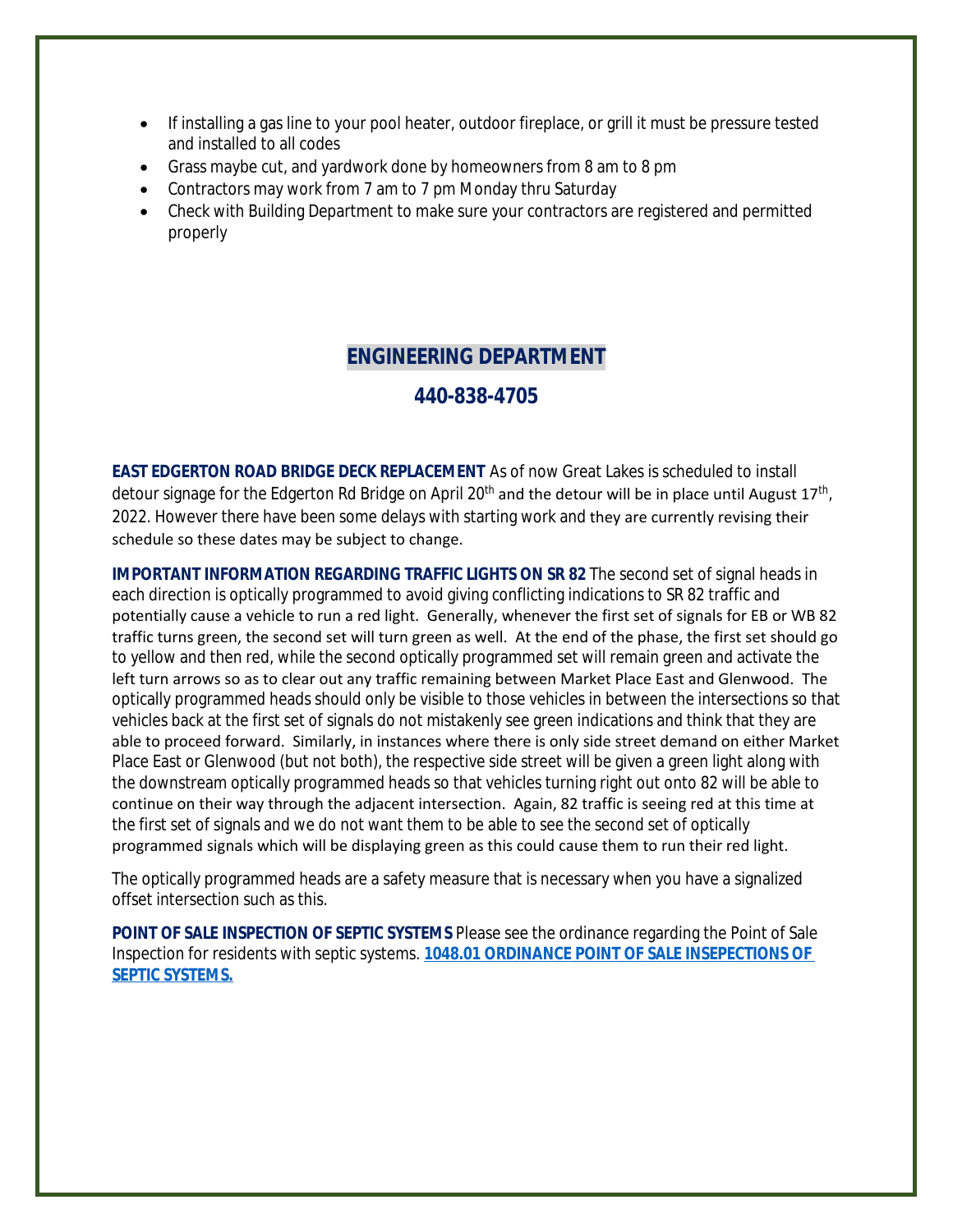- If installing a gas line to your pool heater, outdoor fireplace, or grill it must be pressure tested and installed to all codes
- Grass maybe cut, and yardwork done by homeowners from 8 am to 8 pm
- Contractors may work from 7 am to 7 pm Monday thru Saturday
- Check with Building Department to make sure your contractors are registered and permitted properly

## ENGINEERING DEPARTMENT

## 440-838-4705

**EAST EDGERTON ROAD BRIDGE DECK REPLACEMENT** As of now Great Lakes is scheduled to install detour signage for the Edgerton Rd Bridge on April 20th and the detour will be in place until August 17th, 2022. However there have been some delays with starting work and they are currently revising their schedule so these dates may be subject to change.

**IMPORTANT INFORMATION REGARDING TRAFFIC LIGHTS ON SR 82** The second set of signal heads in each direction is optically programmed to avoid giving conflicting indications to SR 82 traffic and potentially cause a vehicle to run a red light. Generally, whenever the first set of signals for EB or WB 82 traffic turns green, the second set will turn green as well. At the end of the phase, the first set should go to yellow and then red, while the second optically programmed set will remain green and activate the left turn arrows so as to clear out any traffic remaining between Market Place East and Glenwood. The optically programmed heads should only be visible to those vehicles in between the intersections so that vehicles back at the first set of signals do not mistakenly see green indications and think that they are able to proceed forward. Similarly, in instances where there is only side street demand on either Market Place East or Glenwood (but not both), the respective side street will be given a green light along with the downstream optically programmed heads so that vehicles turning right out onto 82 will be able to continue on their way through the adjacent intersection. Again, 82 traffic is seeing red at this time at the first set of signals and we do not want them to be able to see the second set of optically programmed signals which will be displaying green as this could cause them to run their red light.

The optically programmed heads are a safety measure that is necessary when you have a signalized offset intersection such as this.

**POINT OF SALE INSPECTION OF SEPTIC SYSTEMS** Please see the ordinance regarding the Point of Sale Inspection for residents with septic systems. **1048.01 ORDINANCE POINT OF SALE INSEPECTIONS OF SEPTIC SYSTEMS.**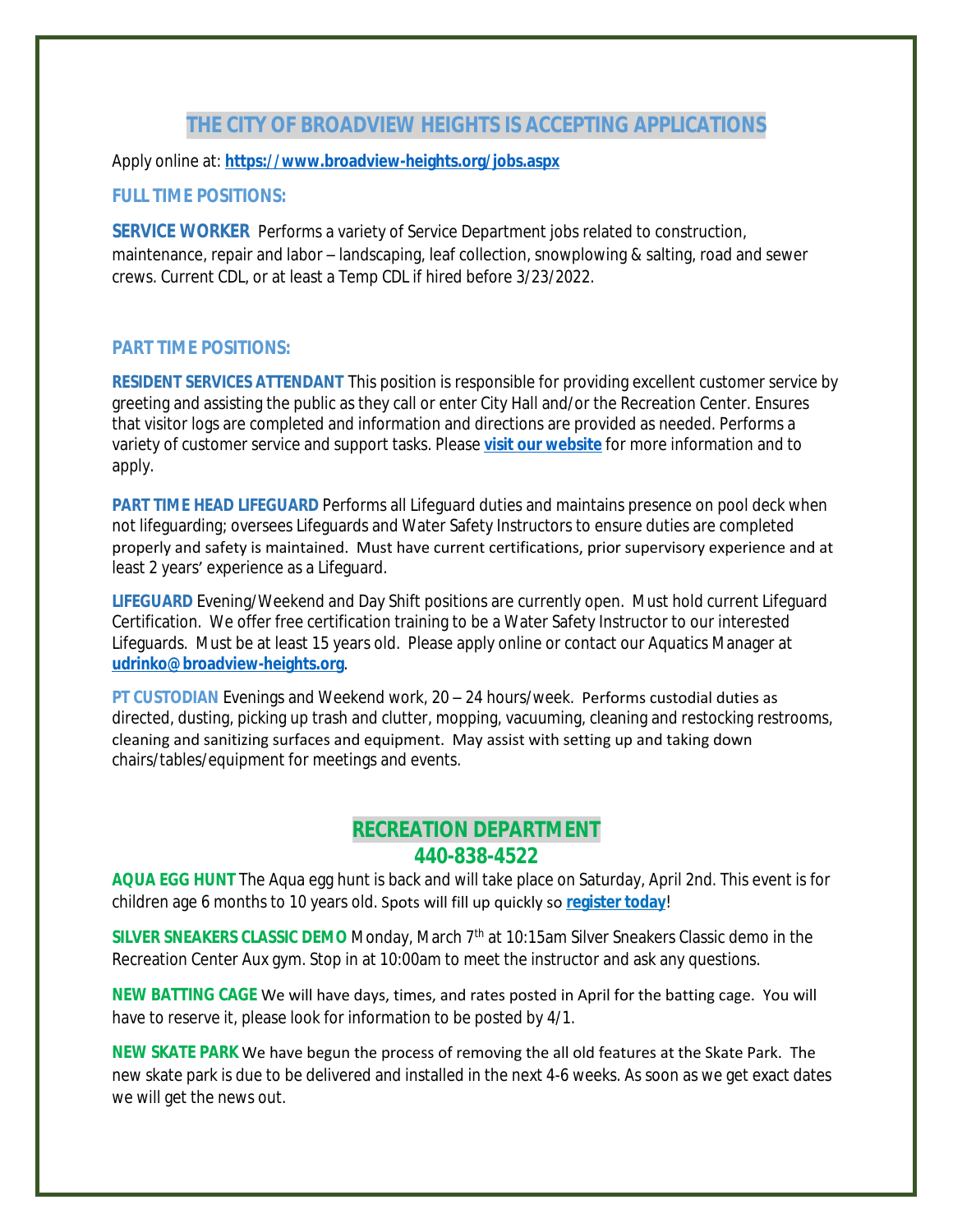## THE CITY OF BROADVIEW HEIGHTS IS ACCEPTING APPLICATIONS

Apply online at: **https://www.broadview-heights.org/jobs.aspx**

### FULL TIME POSITIONS:

**SERVICE WORKER** Performs a variety of Service Department jobs related to construction, maintenance, repair and labor – landscaping, leaf collection, snowplowing & salting, road and sewer crews. Current CDL, or at least a Temp CDL if hired before 3/23/2022.

### PART TIME POSITIONS:

**RESIDENT SERVICES ATTENDANT** This position is responsible for providing excellent customer service by greeting and assisting the public as they call or enter City Hall and/or the Recreation Center. Ensures that visitor logs are completed and information and directions are provided as needed. Performs a variety of customer service and support tasks. Please **visit our website** for more information and to apply.

**PART TIME HEAD LIFEGUARD** Performs all Lifeguard duties and maintains presence on pool deck when not lifeguarding; oversees Lifeguards and Water Safety Instructors to ensure duties are completed properly and safety is maintained. Must have current certifications, prior supervisory experience and at least 2 years' experience as a Lifeguard.

**LIFEGUARD** Evening/Weekend and Day Shift positions are currently open. Must hold current Lifeguard Certification. We offer free certification training to be a Water Safety Instructor to our interested Lifeguards. Must be at least 15 years old. Please apply online or contact our Aquatics Manager at **udrinko@broadview-heights.org**.

**PT CUSTODIAN** Evenings and Weekend work, 20 – 24 hours/week. Performs custodial duties as directed, dusting, picking up trash and clutter, mopping, vacuuming, cleaning and restocking restrooms, cleaning and sanitizing surfaces and equipment. May assist with setting up and taking down chairs/tables/equipment for meetings and events.

## RECREATION DEPARTMENT
## 440-838-4522

**AQUA EGG HUNT** The Aqua egg hunt is back and will take place on Saturday, April 2nd. This event is for children age 6 months to 10 years old. Spots will fill up quickly so **register today**!

**SILVER SNEAKERS CLASSIC DEMO** Monday, March 7th at 10:15am Silver Sneakers Classic demo in the Recreation Center Aux gym. Stop in at 10:00am to meet the instructor and ask any questions.

**NEW BATTING CAGE** We will have days, times, and rates posted in April for the batting cage. You will have to reserve it, please look for information to be posted by 4/1.

**NEW SKATE PARK** We have begun the process of removing the all old features at the Skate Park. The new skate park is due to be delivered and installed in the next 4-6 weeks. As soon as we get exact dates we will get the news out.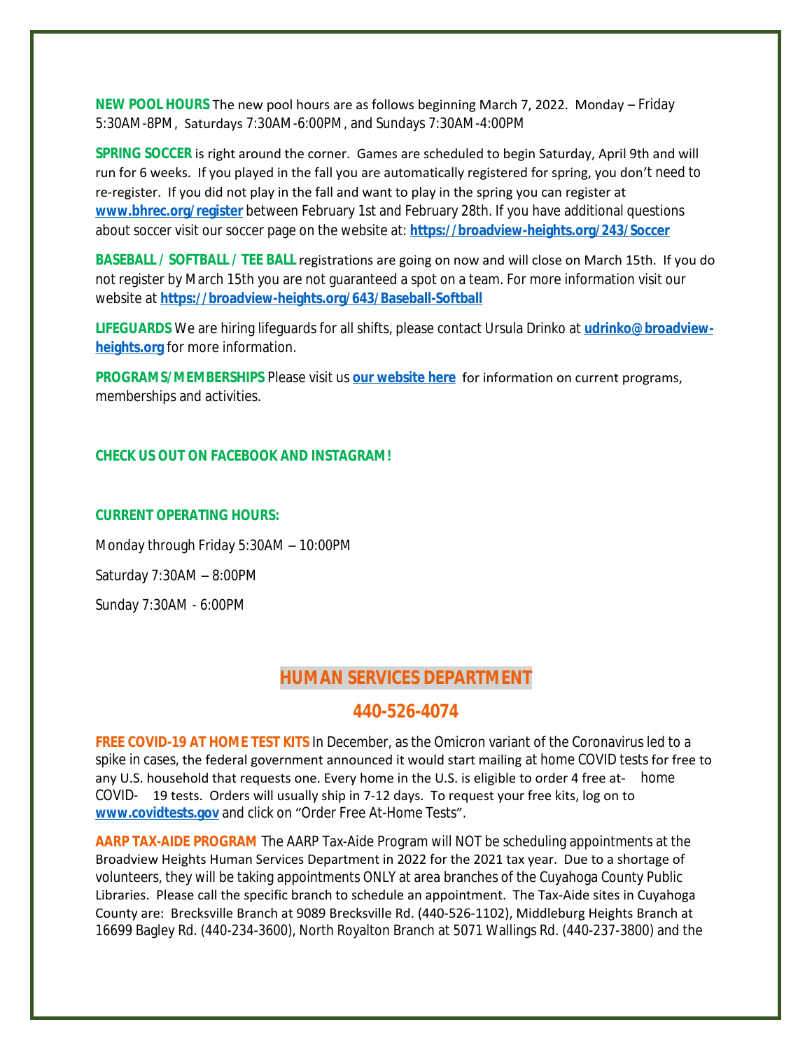**NEW POOL HOURS** The new pool hours are as follows beginning March 7, 2022. Monday – Friday 5:30AM-8PM, Saturdays 7:30AM-6:00PM, and Sundays 7:30AM-4:00PM

**SPRING SOCCER** is right around the corner. Games are scheduled to begin Saturday, April 9th and will run for 6 weeks. If you played in the fall you are automatically registered for spring, you don't need to re-register. If you did not play in the fall and want to play in the spring you can register at **www.bhrec.org/register** between February 1st and February 28th. If you have additional questions about soccer visit our soccer page on the website at: **https://broadview-heights.org/243/Soccer**

**BASEBALL / SOFTBALL / TEE BALL** registrations are going on now and will close on March 15th. If you do not register by March 15th you are not guaranteed a spot on a team. For more information visit our website at **https://broadview-heights.org/643/Baseball-Softball**

**LIFEGUARDS** We are hiring lifeguards for all shifts, please contact Ursula Drinko at **udrinko@broadview-heights.org** for more information.

**PROGRAMS/MEMBERSHIPS** Please visit us **our website here** for information on current programs, memberships and activities.

**CHECK US OUT ON FACEBOOK AND INSTAGRAM!**

**CURRENT OPERATING HOURS:**

Monday through Friday 5:30AM – 10:00PM

Saturday 7:30AM – 8:00PM

Sunday 7:30AM - 6:00PM

## HUMAN SERVICES DEPARTMENT

## 440-526-4074

**FREE COVID-19 AT HOME TEST KITS** In December, as the Omicron variant of the Coronavirus led to a spike in cases, the federal government announced it would start mailing at home COVID tests for free to any U.S. household that requests one. Every home in the U.S. is eligible to order 4 free at-home COVID-19 tests. Orders will usually ship in 7-12 days. To request your free kits, log on to **www.covidtests.gov** and click on "Order Free At-Home Tests".

**AARP TAX-AIDE PROGRAM** The AARP Tax-Aide Program will NOT be scheduling appointments at the Broadview Heights Human Services Department in 2022 for the 2021 tax year. Due to a shortage of volunteers, they will be taking appointments ONLY at area branches of the Cuyahoga County Public Libraries. Please call the specific branch to schedule an appointment. The Tax-Aide sites in Cuyahoga County are: Brecksville Branch at 9089 Brecksville Rd. (440-526-1102), Middleburg Heights Branch at 16699 Bagley Rd. (440-234-3600), North Royalton Branch at 5071 Wallings Rd. (440-237-3800) and the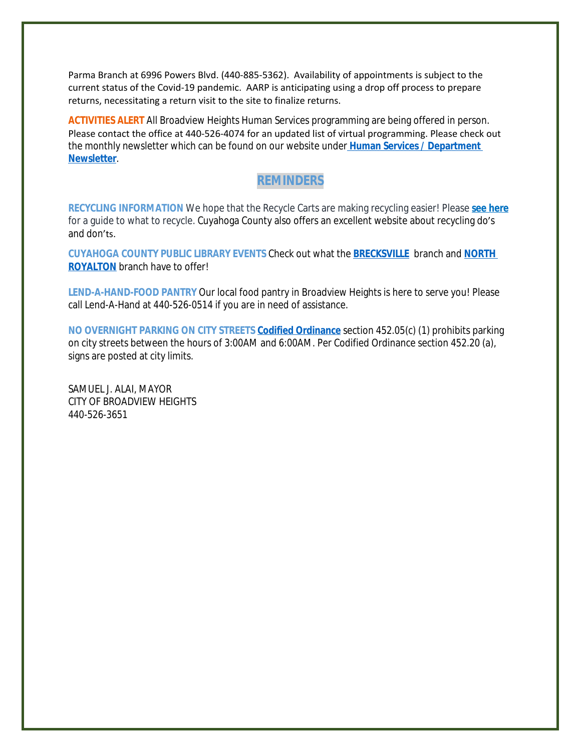Parma Branch at 6996 Powers Blvd. (440-885-5362). Availability of appointments is subject to the current status of the Covid-19 pandemic. AARP is anticipating using a drop off process to prepare returns, necessitating a return visit to the site to finalize returns.

**ACTIVITIES ALERT** All Broadview Heights Human Services programming are being offered in person. Please contact the office at 440-526-4074 for an updated list of virtual programming. Please check out the monthly newsletter which can be found on our website under **Human Services / Department Newsletter**.

## REMINDERS

**RECYCLING INFORMATION** We hope that the Recycle Carts are making recycling easier! Please **see here** for a guide to what to recycle. Cuyahoga County also offers an excellent website about recycling do's and don'ts.

**CUYAHOGA COUNTY PUBLIC LIBRARY EVENTS** Check out what the **BRECKSVILLE** branch and **NORTH ROYALTON** branch have to offer!

**LEND-A-HAND-FOOD PANTRY** Our local food pantry in Broadview Heights is here to serve you! Please call Lend-A-Hand at 440-526-0514 if you are in need of assistance.

**NO OVERNIGHT PARKING ON CITY STREETS** **Codified Ordinance** section 452.05(c) (1) prohibits parking on city streets between the hours of 3:00AM and 6:00AM. Per Codified Ordinance section 452.20 (a), signs are posted at city limits.

SAMUEL J. ALAI, MAYOR
CITY OF BROADVIEW HEIGHTS
440-526-3651